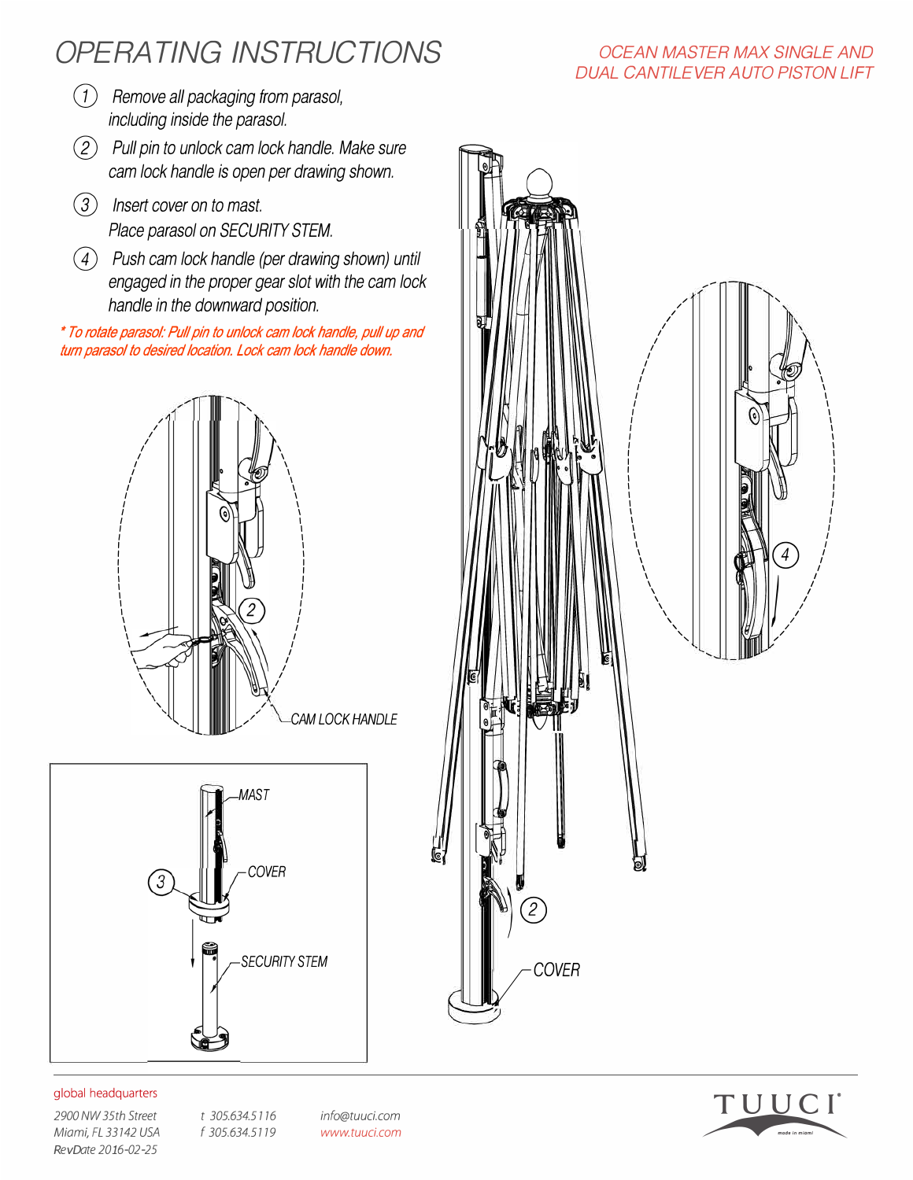# OPERATING INSTRUCTIONS

OCEAN MASTER MAX SINGLE AND DUAL CANTILEVER AUTO PISTON LIFT

1. Remove all packaging from parasol, including inside the parasol.
2. Pull pin to unlock cam lock handle. Make sure cam lock handle is open per drawing shown.
3. Insert cover on to mast. Place parasol on SECURITY STEM.
4. Push cam lock handle (per drawing shown) until engaged in the proper gear slot with the cam lock handle in the downward position.

*\* To rotate parasol: Pull pin to unlock cam lock handle, pull up and turn parasol to desired location. Lock cam lock handle down.*

CAM LOCK HANDLE

MAST

COVER

SECURITY STEM

COVER

global headquarters

2900 NW 35th Street
Miami, FL 33142 USA
RevDate 2016-02-25

t 305.634.5116
f 305.634.5119

info@tuuci.com
www.tuuci.com

TUUCI made in miami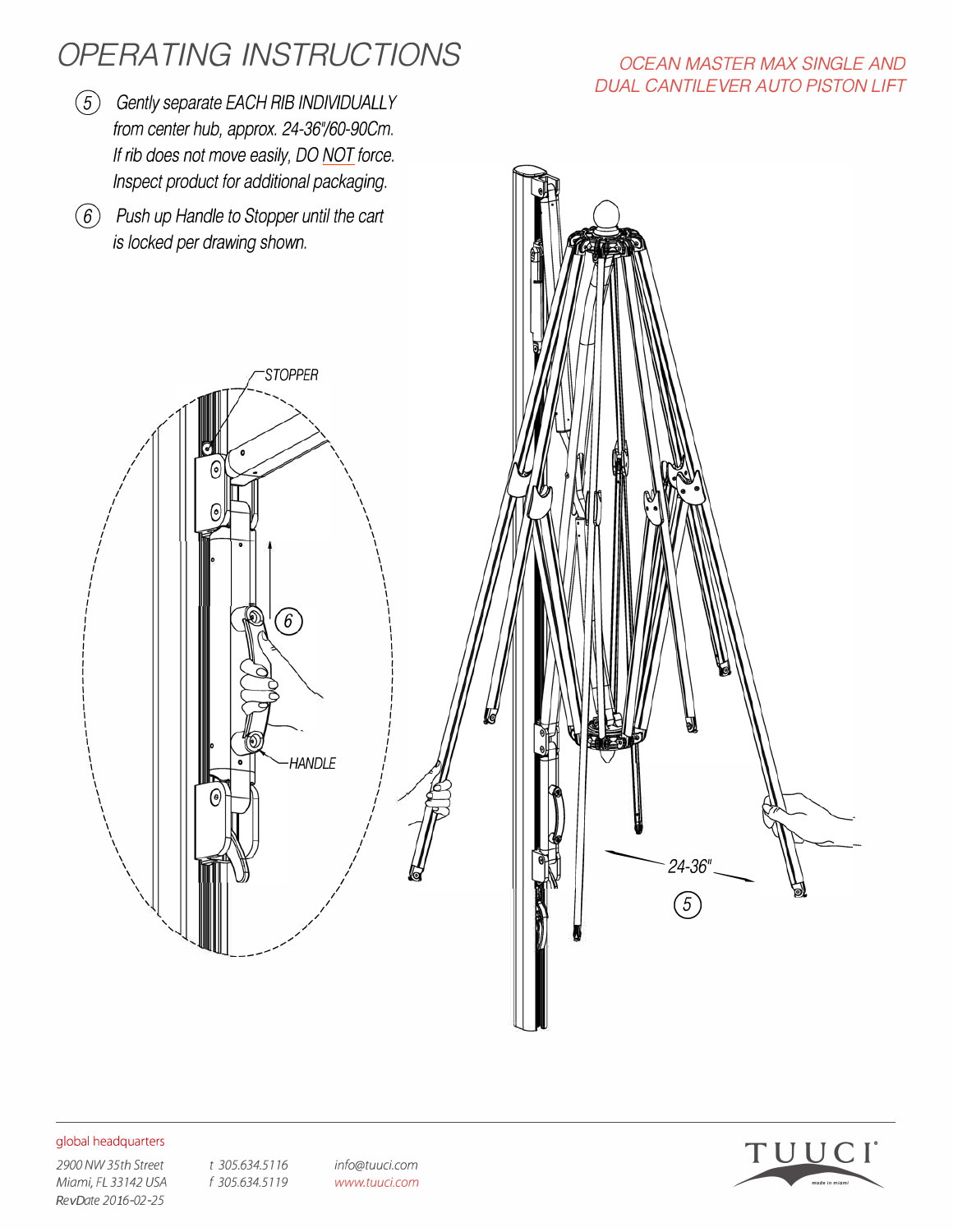# OPERATING INSTRUCTIONS

OCEAN MASTER MAX SINGLE AND DUAL CANTILEVER AUTO PISTON LIFT

5. *Gently separate EACH RIB INDIVIDUALLY from center hub, approx. 24-36"/60-90Cm. If rib does not move easily, DO NOT force. Inspect product for additional packaging.*

6. *Push up Handle to Stopper until the cart is locked per drawing shown.*

STOPPER

HANDLE

24-36"

global headquarters

2900 NW 35th Street
Miami, FL 33142 USA
RevDate 2016-02-25

t 305.634.5116
f 305.634.5119

info@tuuci.com
www.tuuci.com

TUUCI made in miami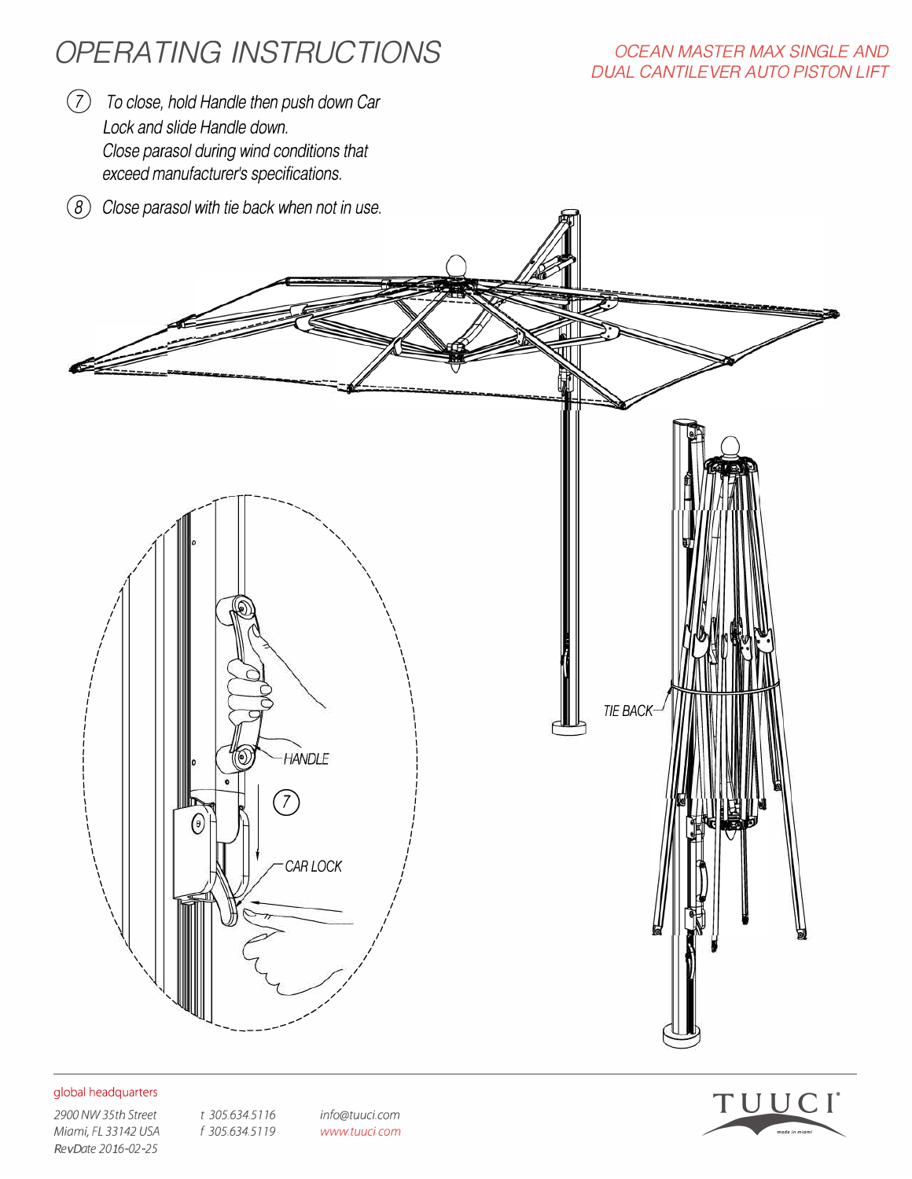# OPERATING INSTRUCTIONS

OCEAN MASTER MAX SINGLE AND DUAL CANTILEVER AUTO PISTON LIFT

7. *To close, hold Handle then push down Car Lock and slide Handle down. Close parasol during wind conditions that exceed manufacturer's specifications.*

8. *Close parasol with tie back when not in use.*

TIE BACK

HANDLE

7

CAR LOCK

global headquarters

*2900 NW 35th Street*
*Miami, FL 33142 USA*
*RevDate 2016-02-25*

*t 305.634.5116*
*f 305.634.5119*

*info@tuuci.com*
*www.tuuci.com*

TUUCI® made in miami